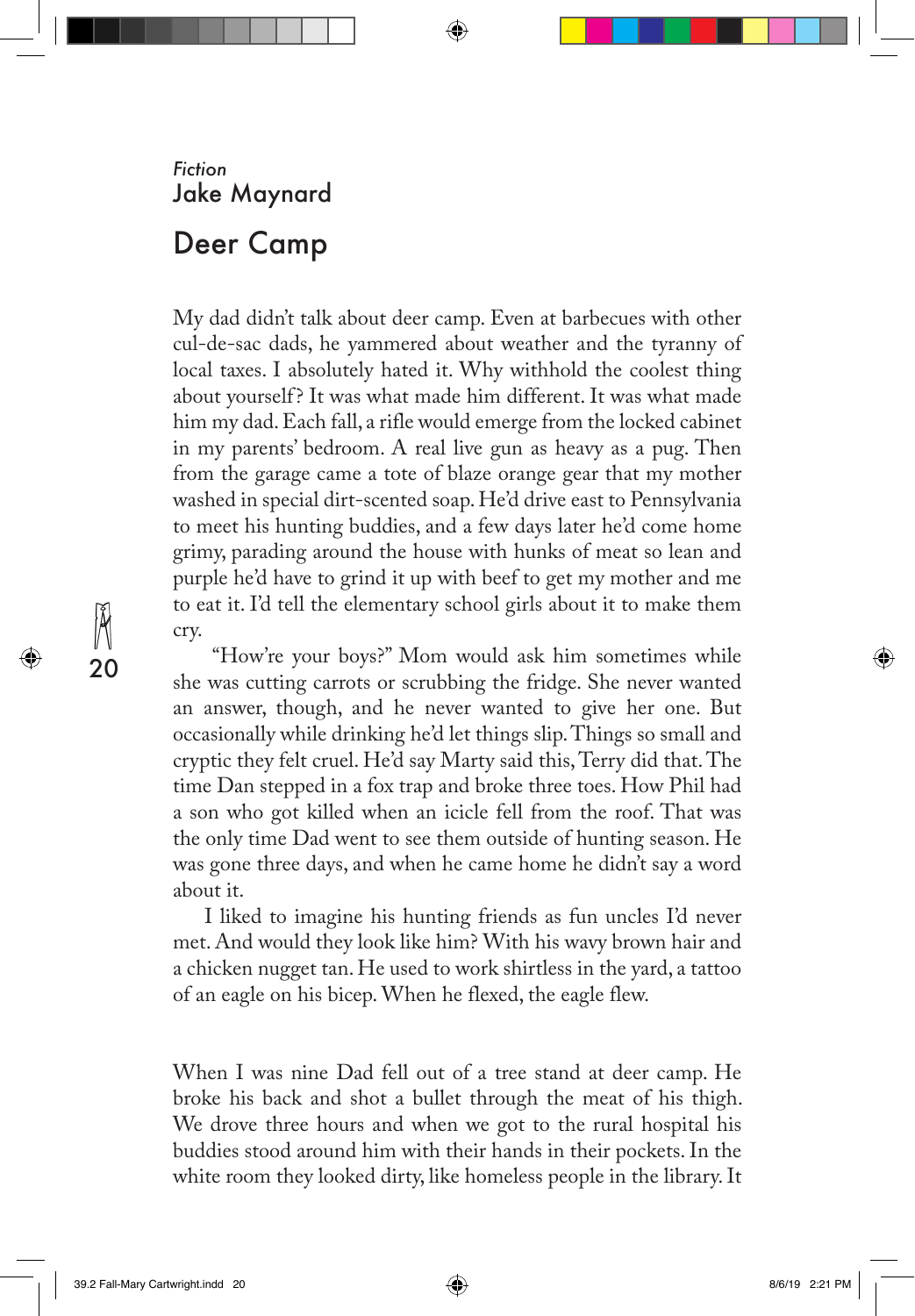*Fiction*

Jake Maynard

# Deer Camp

My dad didn't talk about deer camp. Even at barbecues with other cul-de-sac dads, he yammered about weather and the tyranny of local taxes. I absolutely hated it. Why withhold the coolest thing about yourself? It was what made him different. It was what made him my dad. Each fall, a rifle would emerge from the locked cabinet in my parents' bedroom. A real live gun as heavy as a pug. Then from the garage came a tote of blaze orange gear that my mother washed in special dirt-scented soap. He'd drive east to Pennsylvania to meet his hunting buddies, and a few days later he'd come home grimy, parading around the house with hunks of meat so lean and purple he'd have to grind it up with beef to get my mother and me to eat it. I'd tell the elementary school girls about it to make them cry.

"How're your boys?" Mom would ask him sometimes while she was cutting carrots or scrubbing the fridge. She never wanted an answer, though, and he never wanted to give her one. But occasionally while drinking he'd let things slip. Things so small and cryptic they felt cruel. He'd say Marty said this, Terry did that. The time Dan stepped in a fox trap and broke three toes. How Phil had a son who got killed when an icicle fell from the roof. That was the only time Dad went to see them outside of hunting season. He was gone three days, and when he came home he didn't say a word about it.

I liked to imagine his hunting friends as fun uncles I'd never met. And would they look like him? With his wavy brown hair and a chicken nugget tan. He used to work shirtless in the yard, a tattoo of an eagle on his bicep. When he flexed, the eagle flew.

When I was nine Dad fell out of a tree stand at deer camp. He broke his back and shot a bullet through the meat of his thigh. We drove three hours and when we got to the rural hospital his buddies stood around him with their hands in their pockets. In the white room they looked dirty, like homeless people in the library. It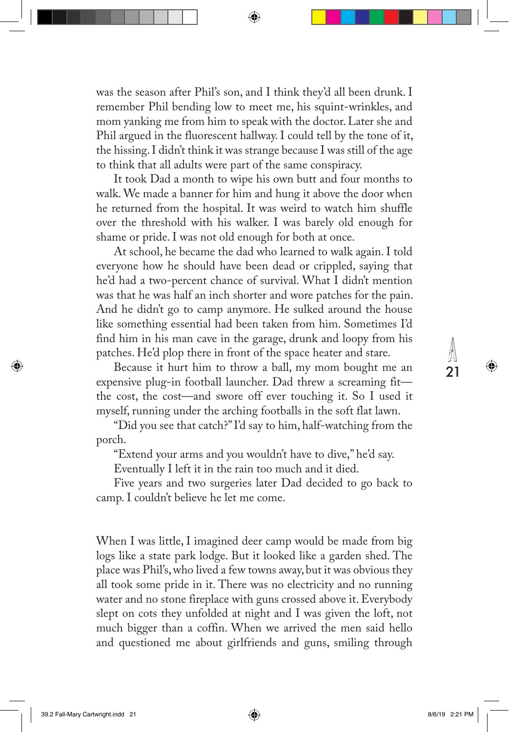was the season after Phil's son, and I think they'd all been drunk. I remember Phil bending low to meet me, his squint-wrinkles, and mom yanking me from him to speak with the doctor. Later she and Phil argued in the fluorescent hallway. I could tell by the tone of it, the hissing. I didn't think it was strange because I was still of the age to think that all adults were part of the same conspiracy.

It took Dad a month to wipe his own butt and four months to walk. We made a banner for him and hung it above the door when he returned from the hospital. It was weird to watch him shuffle over the threshold with his walker. I was barely old enough for shame or pride. I was not old enough for both at once.

At school, he became the dad who learned to walk again. I told everyone how he should have been dead or crippled, saying that he'd had a two-percent chance of survival. What I didn't mention was that he was half an inch shorter and wore patches for the pain. And he didn't go to camp anymore. He sulked around the house like something essential had been taken from him. Sometimes I'd find him in his man cave in the garage, drunk and loopy from his patches. He'd plop there in front of the space heater and stare.

Because it hurt him to throw a ball, my mom bought me an expensive plug-in football launcher. Dad threw a screaming fit—the cost, the cost—and swore off ever touching it. So I used it myself, running under the arching footballs in the soft flat lawn.

"Did you see that catch?" I'd say to him, half-watching from the porch.

"Extend your arms and you wouldn't have to dive," he'd say.

Eventually I left it in the rain too much and it died.

Five years and two surgeries later Dad decided to go back to camp. I couldn't believe he let me come.

When I was little, I imagined deer camp would be made from big logs like a state park lodge. But it looked like a garden shed. The place was Phil's, who lived a few towns away, but it was obvious they all took some pride in it. There was no electricity and no running water and no stone fireplace with guns crossed above it. Everybody slept on cots they unfolded at night and I was given the loft, not much bigger than a coffin. When we arrived the men said hello and questioned me about girlfriends and guns, smiling through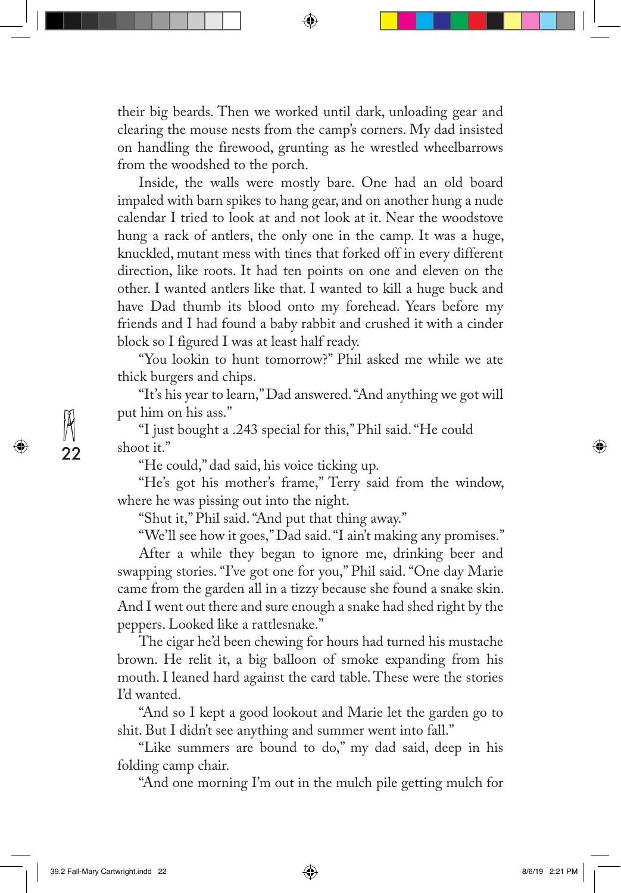their big beards. Then we worked until dark, unloading gear and clearing the mouse nests from the camp's corners. My dad insisted on handling the firewood, grunting as he wrestled wheelbarrows from the woodshed to the porch.

Inside, the walls were mostly bare. One had an old board impaled with barn spikes to hang gear, and on another hung a nude calendar I tried to look at and not look at it. Near the woodstove hung a rack of antlers, the only one in the camp. It was a huge, knuckled, mutant mess with tines that forked off in every different direction, like roots. It had ten points on one and eleven on the other. I wanted antlers like that. I wanted to kill a huge buck and have Dad thumb its blood onto my forehead. Years before my friends and I had found a baby rabbit and crushed it with a cinder block so I figured I was at least half ready.

"You lookin to hunt tomorrow?" Phil asked me while we ate thick burgers and chips.

"It's his year to learn," Dad answered. "And anything we got will put him on his ass."

"I just bought a .243 special for this," Phil said. "He could shoot it."

"He could," dad said, his voice ticking up.

"He's got his mother's frame," Terry said from the window, where he was pissing out into the night.

"Shut it," Phil said. "And put that thing away."

"We'll see how it goes," Dad said. "I ain't making any promises."

After a while they began to ignore me, drinking beer and swapping stories. "I've got one for you," Phil said. "One day Marie came from the garden all in a tizzy because she found a snake skin. And I went out there and sure enough a snake had shed right by the peppers. Looked like a rattlesnake."

The cigar he'd been chewing for hours had turned his mustache brown. He relit it, a big balloon of smoke expanding from his mouth. I leaned hard against the card table. These were the stories I'd wanted.

"And so I kept a good lookout and Marie let the garden go to shit. But I didn't see anything and summer went into fall."

"Like summers are bound to do," my dad said, deep in his folding camp chair.

"And one morning I'm out in the mulch pile getting mulch for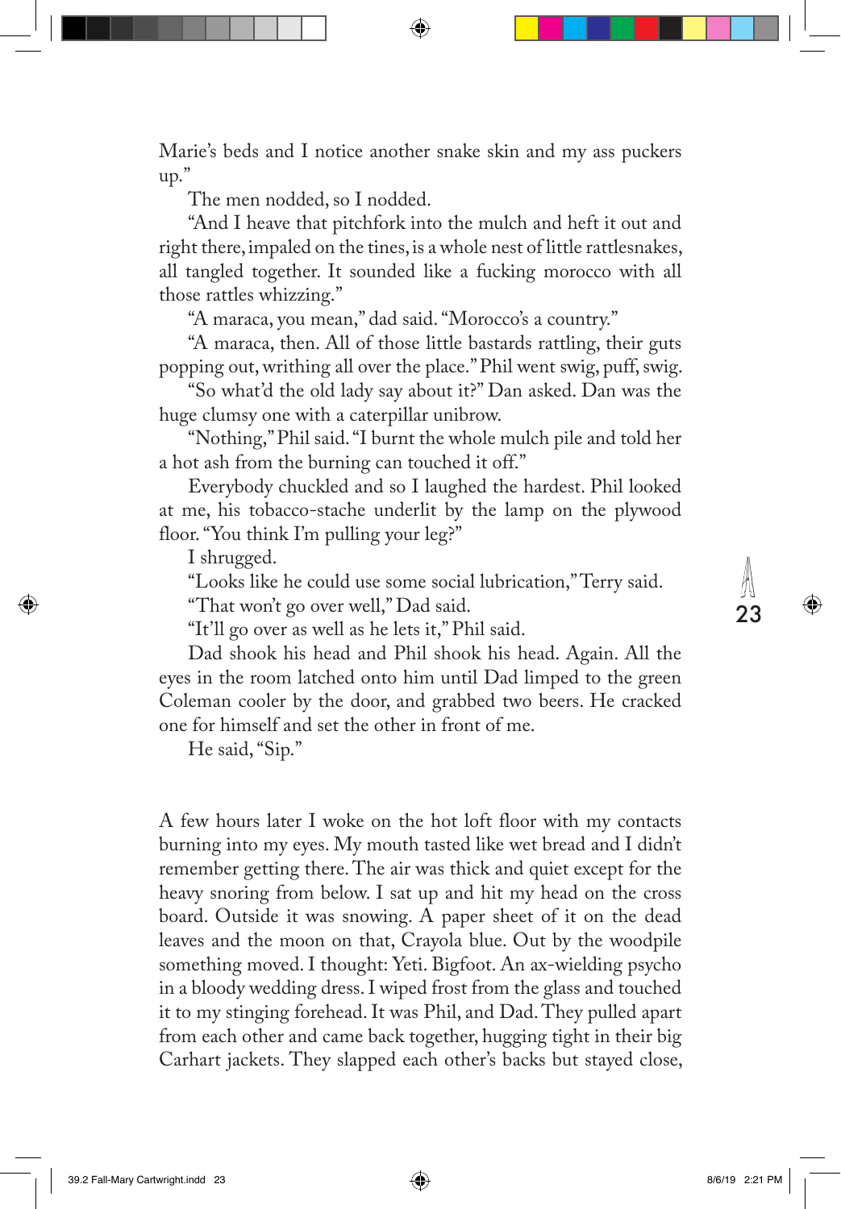Marie's beds and I notice another snake skin and my ass puckers up."

The men nodded, so I nodded.

"And I heave that pitchfork into the mulch and heft it out and right there, impaled on the tines, is a whole nest of little rattlesnakes, all tangled together. It sounded like a fucking morocco with all those rattles whizzing."

"A maraca, you mean," dad said. "Morocco's a country."

"A maraca, then. All of those little bastards rattling, their guts popping out, writhing all over the place." Phil went swig, puff, swig.

"So what'd the old lady say about it?" Dan asked. Dan was the huge clumsy one with a caterpillar unibrow.

"Nothing," Phil said. "I burnt the whole mulch pile and told her a hot ash from the burning can touched it off."

Everybody chuckled and so I laughed the hardest. Phil looked at me, his tobacco-stache underlit by the lamp on the plywood floor. "You think I'm pulling your leg?"

I shrugged.

"Looks like he could use some social lubrication," Terry said.

"That won't go over well," Dad said.

"It'll go over as well as he lets it," Phil said.

Dad shook his head and Phil shook his head. Again. All the eyes in the room latched onto him until Dad limped to the green Coleman cooler by the door, and grabbed two beers. He cracked one for himself and set the other in front of me.

He said, "Sip."

A few hours later I woke on the hot loft floor with my contacts burning into my eyes. My mouth tasted like wet bread and I didn't remember getting there. The air was thick and quiet except for the heavy snoring from below. I sat up and hit my head on the cross board. Outside it was snowing. A paper sheet of it on the dead leaves and the moon on that, Crayola blue. Out by the woodpile something moved. I thought: Yeti. Bigfoot. An ax-wielding psycho in a bloody wedding dress. I wiped frost from the glass and touched it to my stinging forehead. It was Phil, and Dad. They pulled apart from each other and came back together, hugging tight in their big Carhart jackets. They slapped each other's backs but stayed close,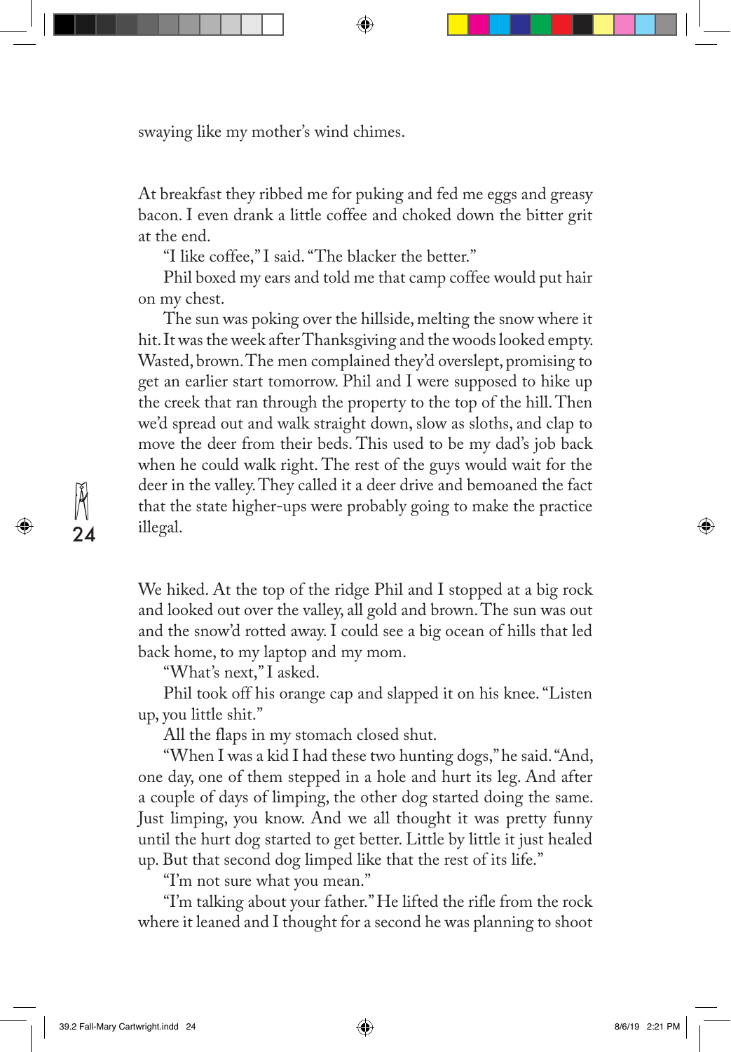swaying like my mother's wind chimes.

At breakfast they ribbed me for puking and fed me eggs and greasy bacon. I even drank a little coffee and choked down the bitter grit at the end.

"I like coffee," I said. "The blacker the better."

Phil boxed my ears and told me that camp coffee would put hair on my chest.

The sun was poking over the hillside, melting the snow where it hit. It was the week after Thanksgiving and the woods looked empty. Wasted, brown. The men complained they'd overslept, promising to get an earlier start tomorrow. Phil and I were supposed to hike up the creek that ran through the property to the top of the hill. Then we'd spread out and walk straight down, slow as sloths, and clap to move the deer from their beds. This used to be my dad's job back when he could walk right. The rest of the guys would wait for the deer in the valley. They called it a deer drive and bemoaned the fact that the state higher-ups were probably going to make the practice illegal.

We hiked. At the top of the ridge Phil and I stopped at a big rock and looked out over the valley, all gold and brown. The sun was out and the snow'd rotted away. I could see a big ocean of hills that led back home, to my laptop and my mom.

"What's next," I asked.

Phil took off his orange cap and slapped it on his knee. "Listen up, you little shit."

All the flaps in my stomach closed shut.

"When I was a kid I had these two hunting dogs," he said. "And, one day, one of them stepped in a hole and hurt its leg. And after a couple of days of limping, the other dog started doing the same. Just limping, you know. And we all thought it was pretty funny until the hurt dog started to get better. Little by little it just healed up. But that second dog limped like that the rest of its life."

"I'm not sure what you mean."

"I'm talking about your father." He lifted the rifle from the rock where it leaned and I thought for a second he was planning to shoot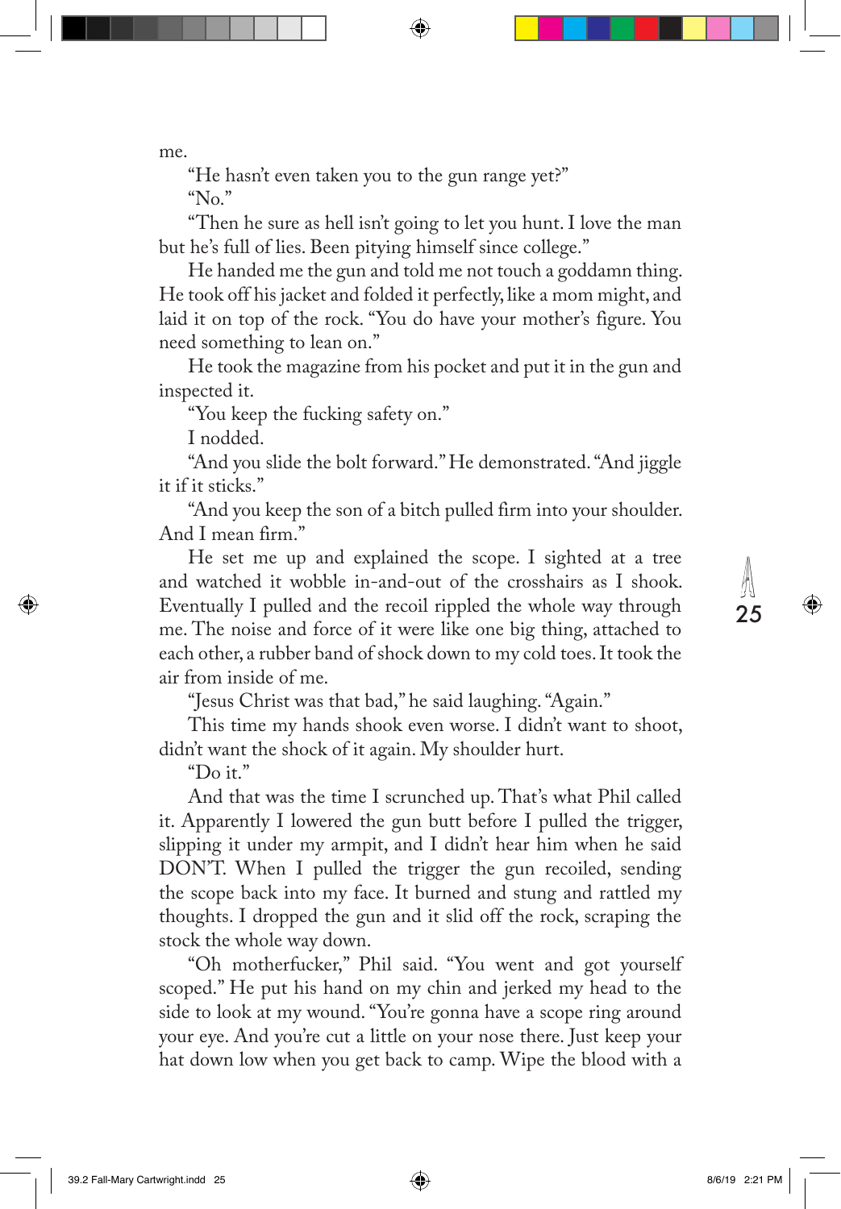me.

"He hasn't even taken you to the gun range yet?"

"No."

"Then he sure as hell isn't going to let you hunt. I love the man but he's full of lies. Been pitying himself since college."

He handed me the gun and told me not touch a goddamn thing. He took off his jacket and folded it perfectly, like a mom might, and laid it on top of the rock. "You do have your mother's figure. You need something to lean on."

He took the magazine from his pocket and put it in the gun and inspected it.

"You keep the fucking safety on."

I nodded.

"And you slide the bolt forward." He demonstrated. "And jiggle it if it sticks."

"And you keep the son of a bitch pulled firm into your shoulder. And I mean firm."

He set me up and explained the scope. I sighted at a tree and watched it wobble in-and-out of the crosshairs as I shook. Eventually I pulled and the recoil rippled the whole way through me. The noise and force of it were like one big thing, attached to each other, a rubber band of shock down to my cold toes. It took the air from inside of me.

"Jesus Christ was that bad," he said laughing. "Again."

This time my hands shook even worse. I didn't want to shoot, didn't want the shock of it again. My shoulder hurt.

"Do it."

And that was the time I scrunched up. That's what Phil called it. Apparently I lowered the gun butt before I pulled the trigger, slipping it under my armpit, and I didn't hear him when he said DON'T. When I pulled the trigger the gun recoiled, sending the scope back into my face. It burned and stung and rattled my thoughts. I dropped the gun and it slid off the rock, scraping the stock the whole way down.

"Oh motherfucker," Phil said. "You went and got yourself scoped." He put his hand on my chin and jerked my head to the side to look at my wound. "You're gonna have a scope ring around your eye. And you're cut a little on your nose there. Just keep your hat down low when you get back to camp. Wipe the blood with a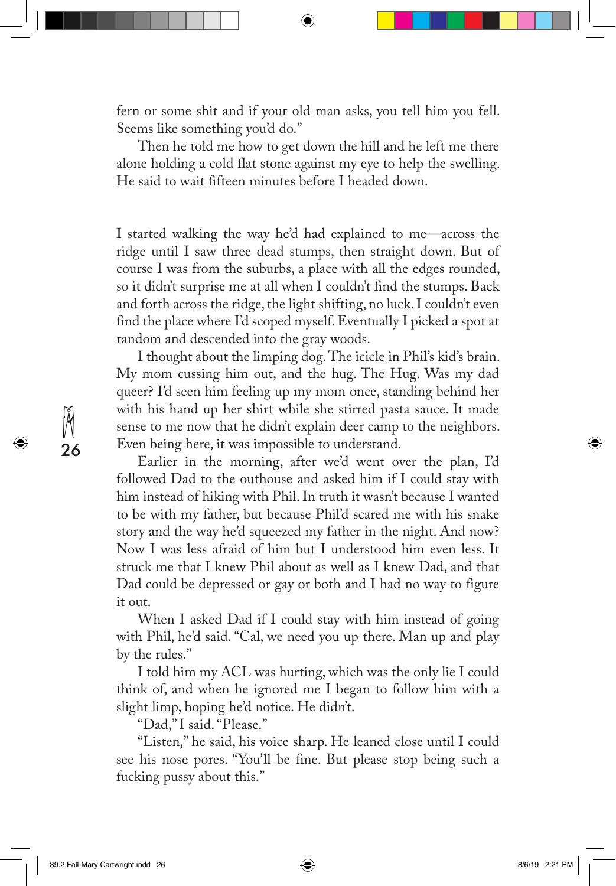fern or some shit and if your old man asks, you tell him you fell. Seems like something you'd do."

Then he told me how to get down the hill and he left me there alone holding a cold flat stone against my eye to help the swelling. He said to wait fifteen minutes before I headed down.

I started walking the way he'd had explained to me—across the ridge until I saw three dead stumps, then straight down. But of course I was from the suburbs, a place with all the edges rounded, so it didn't surprise me at all when I couldn't find the stumps. Back and forth across the ridge, the light shifting, no luck. I couldn't even find the place where I'd scoped myself. Eventually I picked a spot at random and descended into the gray woods.

I thought about the limping dog. The icicle in Phil's kid's brain. My mom cussing him out, and the hug. The Hug. Was my dad queer? I'd seen him feeling up my mom once, standing behind her with his hand up her shirt while she stirred pasta sauce. It made sense to me now that he didn't explain deer camp to the neighbors. Even being here, it was impossible to understand.

Earlier in the morning, after we'd went over the plan, I'd followed Dad to the outhouse and asked him if I could stay with him instead of hiking with Phil. In truth it wasn't because I wanted to be with my father, but because Phil'd scared me with his snake story and the way he'd squeezed my father in the night. And now? Now I was less afraid of him but I understood him even less. It struck me that I knew Phil about as well as I knew Dad, and that Dad could be depressed or gay or both and I had no way to figure it out.

When I asked Dad if I could stay with him instead of going with Phil, he'd said. "Cal, we need you up there. Man up and play by the rules."

I told him my ACL was hurting, which was the only lie I could think of, and when he ignored me I began to follow him with a slight limp, hoping he'd notice. He didn't.

"Dad," I said. "Please."

"Listen," he said, his voice sharp. He leaned close until I could see his nose pores. "You'll be fine. But please stop being such a fucking pussy about this."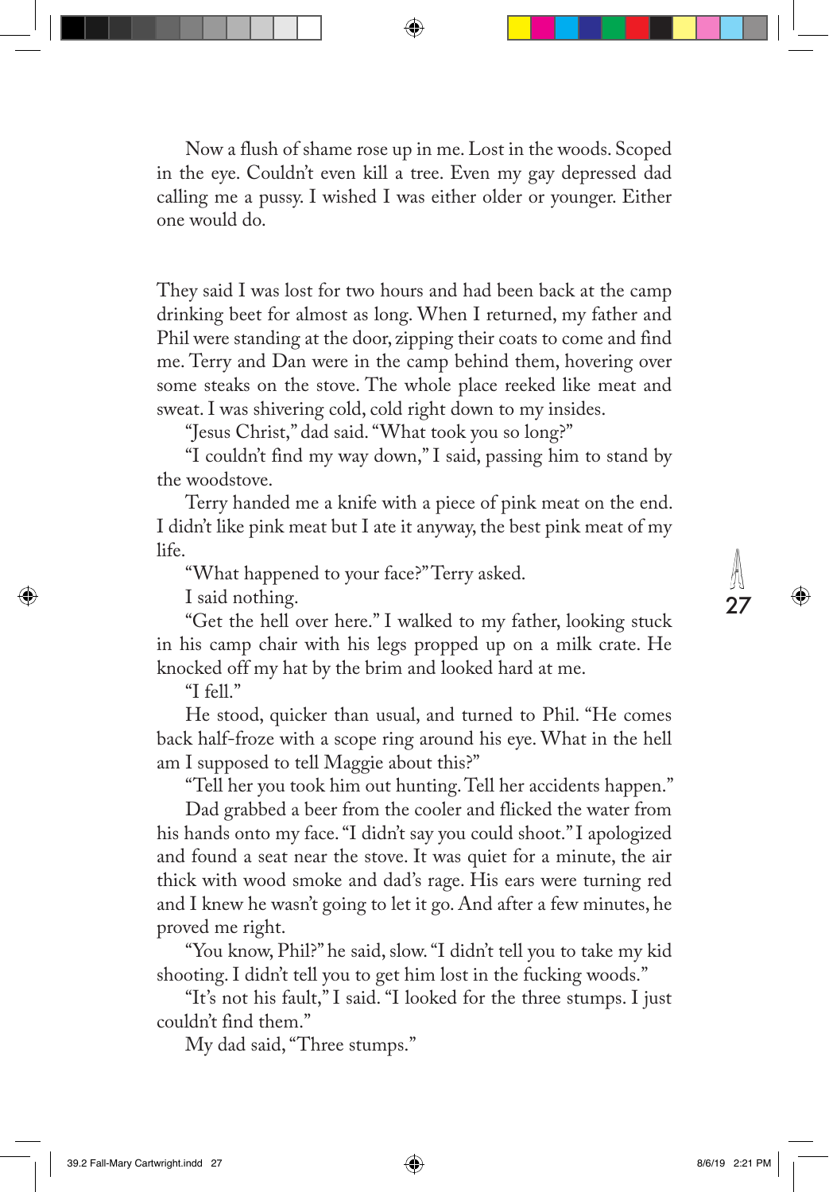Now a flush of shame rose up in me. Lost in the woods. Scoped in the eye. Couldn't even kill a tree. Even my gay depressed dad calling me a pussy. I wished I was either older or younger. Either one would do.

They said I was lost for two hours and had been back at the camp drinking beet for almost as long. When I returned, my father and Phil were standing at the door, zipping their coats to come and find me. Terry and Dan were in the camp behind them, hovering over some steaks on the stove. The whole place reeked like meat and sweat. I was shivering cold, cold right down to my insides.

"Jesus Christ," dad said. "What took you so long?"

"I couldn't find my way down," I said, passing him to stand by the woodstove.

Terry handed me a knife with a piece of pink meat on the end. I didn't like pink meat but I ate it anyway, the best pink meat of my life.

"What happened to your face?" Terry asked.

I said nothing.

"Get the hell over here." I walked to my father, looking stuck in his camp chair with his legs propped up on a milk crate. He knocked off my hat by the brim and looked hard at me.

"I fell."

He stood, quicker than usual, and turned to Phil. "He comes back half-froze with a scope ring around his eye. What in the hell am I supposed to tell Maggie about this?"

"Tell her you took him out hunting. Tell her accidents happen."

Dad grabbed a beer from the cooler and flicked the water from his hands onto my face. "I didn't say you could shoot." I apologized and found a seat near the stove. It was quiet for a minute, the air thick with wood smoke and dad's rage. His ears were turning red and I knew he wasn't going to let it go. And after a few minutes, he proved me right.

"You know, Phil?" he said, slow. "I didn't tell you to take my kid shooting. I didn't tell you to get him lost in the fucking woods."

"It's not his fault," I said. "I looked for the three stumps. I just couldn't find them."

My dad said, "Three stumps."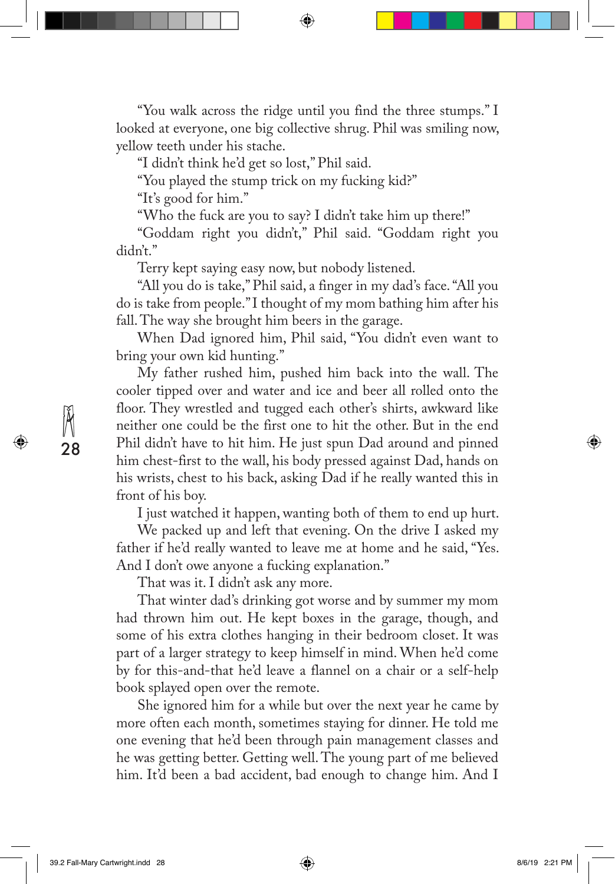"You walk across the ridge until you find the three stumps." I looked at everyone, one big collective shrug. Phil was smiling now, yellow teeth under his stache.

"I didn't think he'd get so lost," Phil said.

"You played the stump trick on my fucking kid?"

"It's good for him."

"Who the fuck are you to say? I didn't take him up there!"

"Goddam right you didn't," Phil said. "Goddam right you didn't."

Terry kept saying easy now, but nobody listened.

"All you do is take," Phil said, a finger in my dad's face. "All you do is take from people." I thought of my mom bathing him after his fall. The way she brought him beers in the garage.

When Dad ignored him, Phil said, "You didn't even want to bring your own kid hunting."

My father rushed him, pushed him back into the wall. The cooler tipped over and water and ice and beer all rolled onto the floor. They wrestled and tugged each other's shirts, awkward like neither one could be the first one to hit the other. But in the end Phil didn't have to hit him. He just spun Dad around and pinned him chest-first to the wall, his body pressed against Dad, hands on his wrists, chest to his back, asking Dad if he really wanted this in front of his boy.

I just watched it happen, wanting both of them to end up hurt.

We packed up and left that evening. On the drive I asked my father if he'd really wanted to leave me at home and he said, "Yes. And I don't owe anyone a fucking explanation."

That was it. I didn't ask any more.

That winter dad's drinking got worse and by summer my mom had thrown him out. He kept boxes in the garage, though, and some of his extra clothes hanging in their bedroom closet. It was part of a larger strategy to keep himself in mind. When he'd come by for this-and-that he'd leave a flannel on a chair or a self-help book splayed open over the remote.

She ignored him for a while but over the next year he came by more often each month, sometimes staying for dinner. He told me one evening that he'd been through pain management classes and he was getting better. Getting well. The young part of me believed him. It'd been a bad accident, bad enough to change him. And I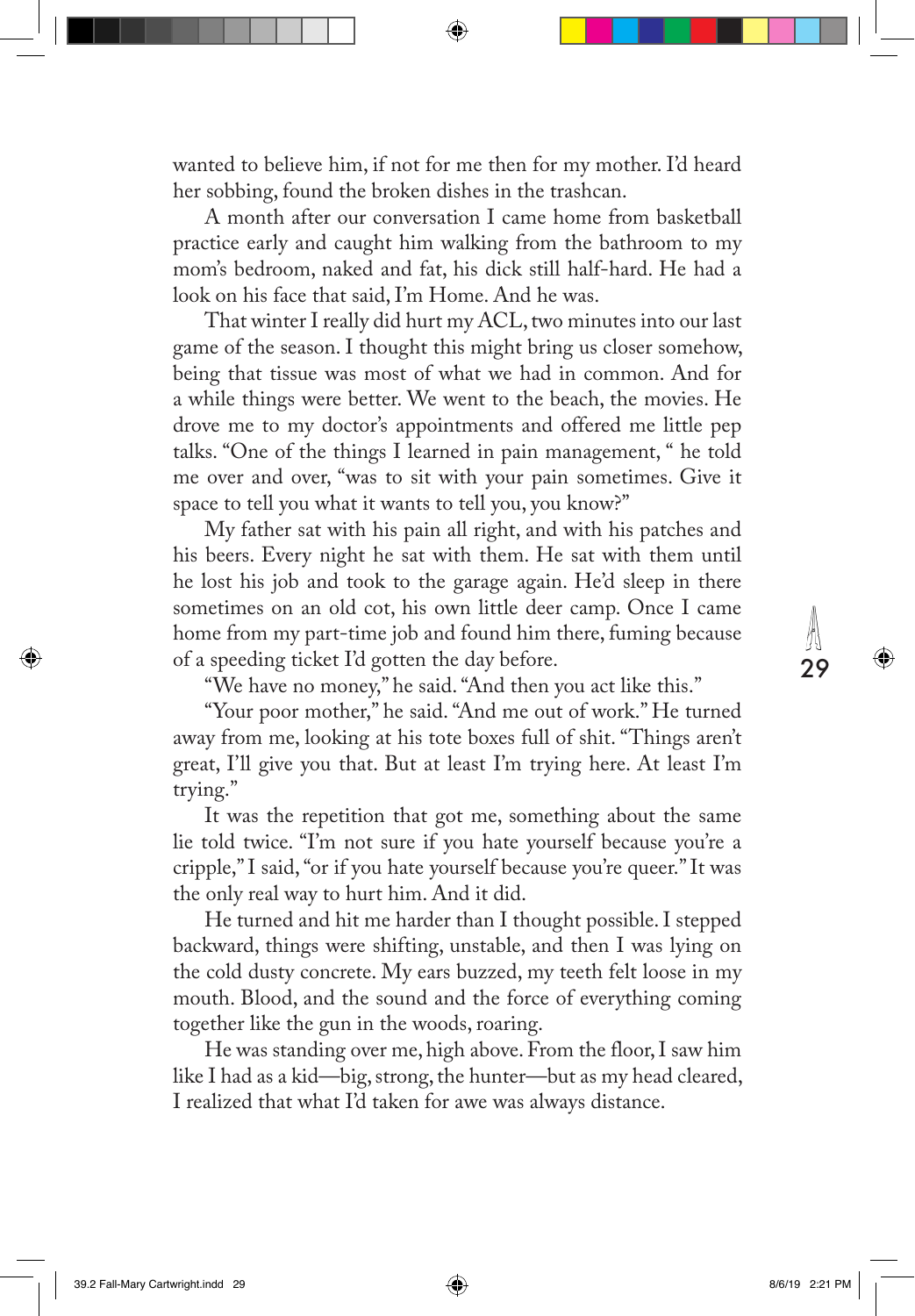wanted to believe him, if not for me then for my mother. I'd heard her sobbing, found the broken dishes in the trashcan.

A month after our conversation I came home from basketball practice early and caught him walking from the bathroom to my mom's bedroom, naked and fat, his dick still half-hard. He had a look on his face that said, I'm Home. And he was.

That winter I really did hurt my ACL, two minutes into our last game of the season. I thought this might bring us closer somehow, being that tissue was most of what we had in common. And for a while things were better. We went to the beach, the movies. He drove me to my doctor's appointments and offered me little pep talks. "One of the things I learned in pain management, " he told me over and over, "was to sit with your pain sometimes. Give it space to tell you what it wants to tell you, you know?"

My father sat with his pain all right, and with his patches and his beers. Every night he sat with them. He sat with them until he lost his job and took to the garage again. He'd sleep in there sometimes on an old cot, his own little deer camp. Once I came home from my part-time job and found him there, fuming because of a speeding ticket I'd gotten the day before.

"We have no money," he said. "And then you act like this."

"Your poor mother," he said. "And me out of work." He turned away from me, looking at his tote boxes full of shit. "Things aren't great, I'll give you that. But at least I'm trying here. At least I'm trying."

It was the repetition that got me, something about the same lie told twice. "I'm not sure if you hate yourself because you're a cripple," I said, "or if you hate yourself because you're queer." It was the only real way to hurt him. And it did.

He turned and hit me harder than I thought possible. I stepped backward, things were shifting, unstable, and then I was lying on the cold dusty concrete. My ears buzzed, my teeth felt loose in my mouth. Blood, and the sound and the force of everything coming together like the gun in the woods, roaring.

He was standing over me, high above. From the floor, I saw him like I had as a kid—big, strong, the hunter—but as my head cleared, I realized that what I'd taken for awe was always distance.